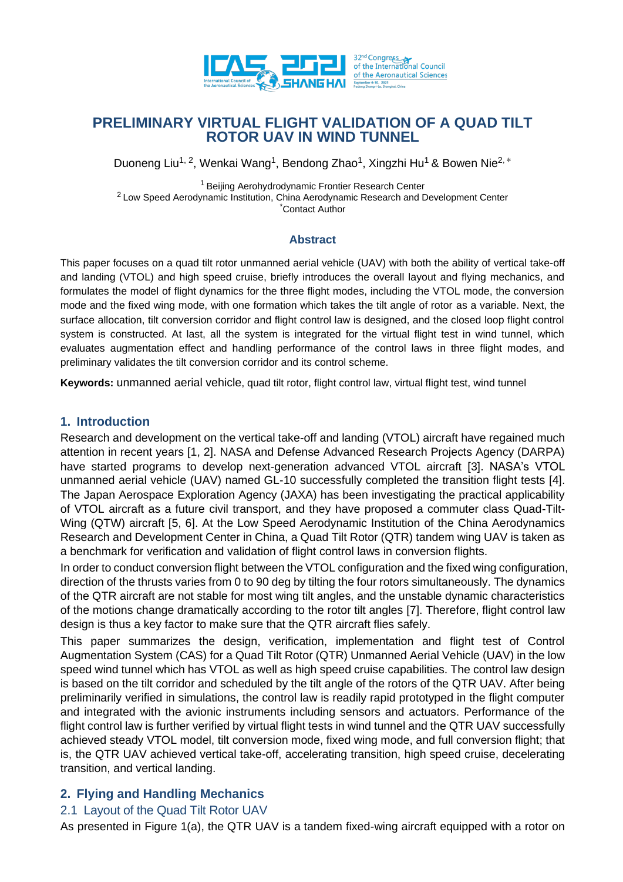# PRELIMINARY VIRTUAL FLIGHT VALIDATION OF A QUAD TILT ROTOR UAV IN WIND TUNNEL

Duoneng Liu[1, 2], Wenkai Wang[1], Bendong Zhao[1], Xingzhi Hu[1] & Bowen Nie[2, *]

[1] Beijing Aerohydrodynamic Frontier Research Center
[2] Low Speed Aerodynamic Institution, China Aerodynamic Research and Development Center
[*]Contact Author

## Abstract

This paper focuses on a quad tilt rotor unmanned aerial vehicle (UAV) with both the ability of vertical take-off and landing (VTOL) and high speed cruise, briefly introduces the overall layout and flying mechanics, and formulates the model of flight dynamics for the three flight modes, including the VTOL mode, the conversion mode and the fixed wing mode, with one formation which takes the tilt angle of rotor as a variable. Next, the surface allocation, tilt conversion corridor and flight control law is designed, and the closed loop flight control system is constructed. At last, all the system is integrated for the virtual flight test in wind tunnel, which evaluates augmentation effect and handling performance of the control laws in three flight modes, and preliminary validates the tilt conversion corridor and its control scheme.

**Keywords:** unmanned aerial vehicle, quad tilt rotor, flight control law, virtual flight test, wind tunnel

## 1. Introduction

Research and development on the vertical take-off and landing (VTOL) aircraft have regained much attention in recent years [1, 2]. NASA and Defense Advanced Research Projects Agency (DARPA) have started programs to develop next-generation advanced VTOL aircraft [3]. NASA's VTOL unmanned aerial vehicle (UAV) named GL-10 successfully completed the transition flight tests [4]. The Japan Aerospace Exploration Agency (JAXA) has been investigating the practical applicability of VTOL aircraft as a future civil transport, and they have proposed a commuter class Quad-Tilt-Wing (QTW) aircraft [5, 6]. At the Low Speed Aerodynamic Institution of the China Aerodynamics Research and Development Center in China, a Quad Tilt Rotor (QTR) tandem wing UAV is taken as a benchmark for verification and validation of flight control laws in conversion flights.

In order to conduct conversion flight between the VTOL configuration and the fixed wing configuration, direction of the thrusts varies from 0 to 90 deg by tilting the four rotors simultaneously. The dynamics of the QTR aircraft are not stable for most wing tilt angles, and the unstable dynamic characteristics of the motions change dramatically according to the rotor tilt angles [7]. Therefore, flight control law design is thus a key factor to make sure that the QTR aircraft flies safely.

This paper summarizes the design, verification, implementation and flight test of Control Augmentation System (CAS) for a Quad Tilt Rotor (QTR) Unmanned Aerial Vehicle (UAV) in the low speed wind tunnel which has VTOL as well as high speed cruise capabilities. The control law design is based on the tilt corridor and scheduled by the tilt angle of the rotors of the QTR UAV. After being preliminarily verified in simulations, the control law is readily rapid prototyped in the flight computer and integrated with the avionic instruments including sensors and actuators. Performance of the flight control law is further verified by virtual flight tests in wind tunnel and the QTR UAV successfully achieved steady VTOL model, tilt conversion mode, fixed wing mode, and full conversion flight; that is, the QTR UAV achieved vertical take-off, accelerating transition, high speed cruise, decelerating transition, and vertical landing.

## 2. Flying and Handling Mechanics

### 2.1 Layout of the Quad Tilt Rotor UAV

As presented in Figure 1(a), the QTR UAV is a tandem fixed-wing aircraft equipped with a rotor on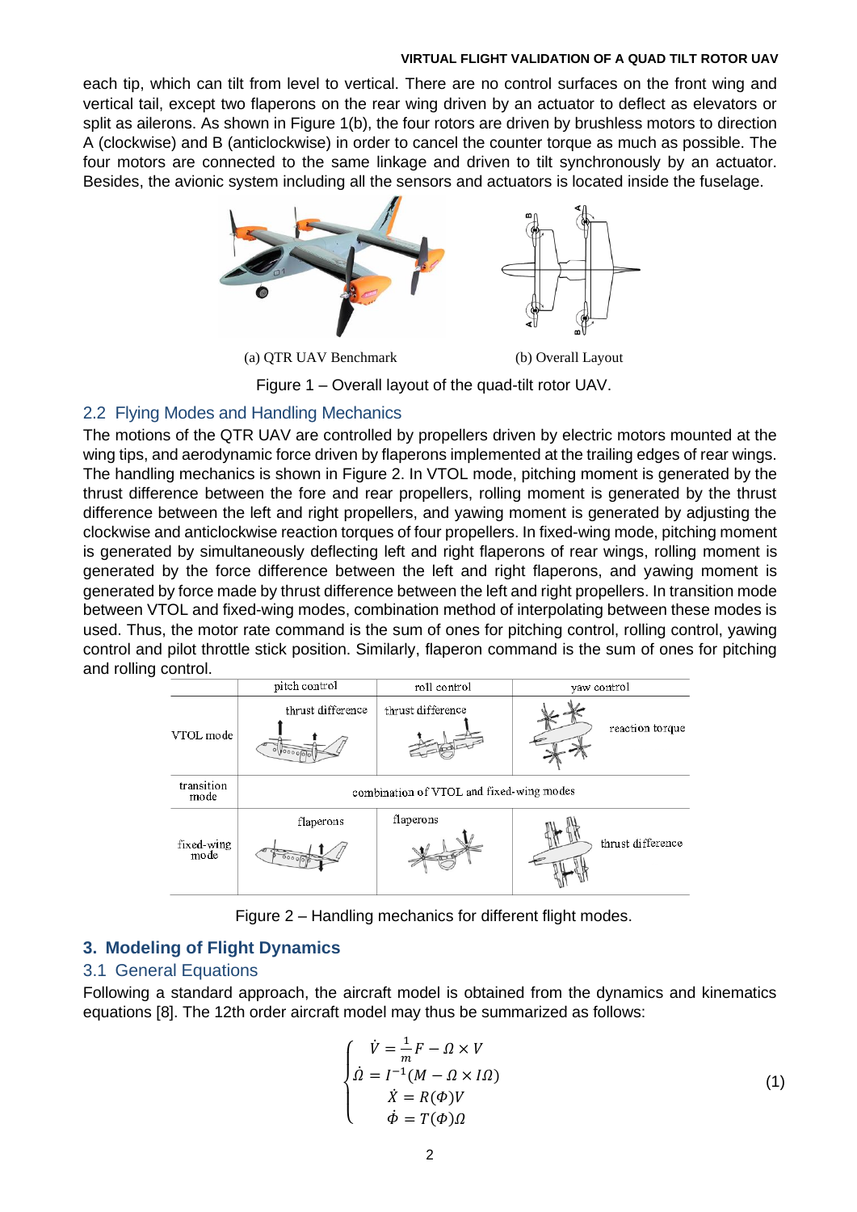each tip, which can tilt from level to vertical. There are no control surfaces on the front wing and vertical tail, except two flaperons on the rear wing driven by an actuator to deflect as elevators or split as ailerons. As shown in Figure 1(b), the four rotors are driven by brushless motors to direction A (clockwise) and B (anticlockwise) in order to cancel the counter torque as much as possible. The four motors are connected to the same linkage and driven to tilt synchronously by an actuator. Besides, the avionic system including all the sensors and actuators is located inside the fuselage.

(a) QTR UAV Benchmark (b) Overall Layout

Figure 1 – Overall layout of the quad-tilt rotor UAV.

## 2.2 Flying Modes and Handling Mechanics

The motions of the QTR UAV are controlled by propellers driven by electric motors mounted at the wing tips, and aerodynamic force driven by flaperons implemented at the trailing edges of rear wings. The handling mechanics is shown in Figure 2. In VTOL mode, pitching moment is generated by the thrust difference between the fore and rear propellers, rolling moment is generated by the thrust difference between the left and right propellers, and yawing moment is generated by adjusting the clockwise and anticlockwise reaction torques of four propellers. In fixed-wing mode, pitching moment is generated by simultaneously deflecting left and right flaperons of rear wings, rolling moment is generated by the force difference between the left and right flaperons, and yawing moment is generated by force made by thrust difference between the left and right propellers. In transition mode between VTOL and fixed-wing modes, combination method of interpolating between these modes is used. Thus, the motor rate command is the sum of ones for pitching control, rolling control, yawing control and pilot throttle stick position. Similarly, flaperon command is the sum of ones for pitching and rolling control.

| | pitch control | roll control | yaw control |
|---|---|---|---|
| VTOL mode | thrust difference | thrust difference | reaction torque |
| transition mode | combination of VTOL and fixed-wing modes | | |
| fixed-wing mode | flaperons | flaperons | thrust difference |

Figure 2 – Handling mechanics for different flight modes.

# 3. Modeling of Flight Dynamics

## 3.1 General Equations

Following a standard approach, the aircraft model is obtained from the dynamics and kinematics equations [8]. The 12th order aircraft model may thus be summarized as follows:

$$\begin{cases} \dot{V} = \frac{1}{m}F - \Omega \times V \\ \dot{\Omega} = I^{-1}(M - \Omega \times I\Omega) \\ \dot{X} = R(\Phi)V \\ \dot{\Phi} = T(\Phi)\Omega \end{cases} \tag{1}$$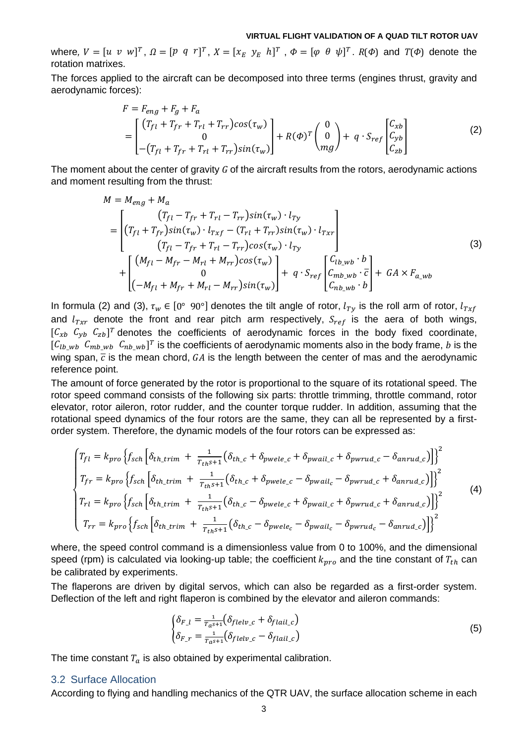where, $V = [u \ v \ w]^T$, $\Omega = [p \ q \ r]^T$, $X = [x_E \ y_E \ h]^T$, $\Phi = [\varphi \ \theta \ \psi]^T$. $R(\Phi)$ and $T(\Phi)$ denote the rotation matrixes.

The forces applied to the aircraft can be decomposed into three terms (engines thrust, gravity and aerodynamic forces):

$$
\begin{aligned}
F &= F_{eng} + F_g + F_a \\
&= \begin{bmatrix} (T_{fl} + T_{fr} + T_{rl} + T_{rr})\cos(\tau_w) \\ 0 \\ -(T_{fl} + T_{fr} + T_{rl} + T_{rr})\sin(\tau_w) \end{bmatrix} + R(\Phi)^T \begin{pmatrix} 0 \\ 0 \\ mg \end{pmatrix} + q \cdot S_{ref} \begin{bmatrix} C_{xb} \\ C_{yb} \\ C_{zb} \end{bmatrix}
\end{aligned}
\tag{2}
$$

The moment about the center of gravity $G$ of the aircraft results from the rotors, aerodynamic actions and moment resulting from the thrust:

$$
\begin{aligned}
M &= M_{eng} + M_a \\
&= \begin{bmatrix} (T_{fl} - T_{fr} + T_{rl} - T_{rr})\sin(\tau_w) \cdot l_{Ty} \\ (T_{fl} + T_{fr})\sin(\tau_w) \cdot l_{Txf} - (T_{rl} + T_{rr})\sin(\tau_w) \cdot l_{Txr} \\ (T_{fl} - T_{fr} + T_{rl} - T_{rr})\cos(\tau_w) \cdot l_{Ty} \end{bmatrix} \\
&\quad + \begin{bmatrix} (M_{fl} - M_{fr} - M_{rl} + M_{rr})\cos(\tau_w) \\ 0 \\ (-M_{fl} + M_{fr} + M_{rl} - M_{rr})\sin(\tau_w) \end{bmatrix} + q \cdot S_{ref} \begin{bmatrix} C_{lb\_wb} \cdot b \\ C_{mb\_wb} \cdot \bar{c} \\ C_{nb\_wb} \cdot b \end{bmatrix} + GA \times F_{a\_wb}
\end{aligned}
\tag{3}
$$

In formula (2) and (3), $\tau_w \in [0° \ 90°]$ denotes the tilt angle of rotor, $l_{Ty}$ is the roll arm of rotor, $l_{Txf}$ and $l_{Txr}$ denote the front and rear pitch arm respectively, $S_{ref}$ is the aera of both wings, $[C_{xb} \ C_{yb} \ C_{zb}]^T$ denotes the coefficients of aerodynamic forces in the body fixed coordinate, $[C_{lb\_wb} \ C_{mb\_wb} \ C_{nb\_wb}]^T$ is the coefficients of aerodynamic moments also in the body frame, $b$ is the wing span, $\bar{c}$ is the mean chord, $GA$ is the length between the center of mas and the aerodynamic reference point.

The amount of force generated by the rotor is proportional to the square of its rotational speed. The rotor speed command consists of the following six parts: throttle trimming, throttle command, rotor elevator, rotor aileron, rotor rudder, and the counter torque rudder. In addition, assuming that the rotational speed dynamics of the four rotors are the same, they can all be represented by a first-order system. Therefore, the dynamic models of the four rotors can be expressed as:

$$
\begin{cases}
T_{fl} = k_{pro}\left\{f_{sch}\left[\delta_{th\_trim} + \frac{1}{T_{th}s+1}\left(\delta_{th\_c} + \delta_{pwele\_c} + \delta_{pwail\_c} + \delta_{pwrud\_c} - \delta_{anrud\_c}\right)\right]\right\}^2 \\
T_{fr} = k_{pro}\left\{f_{sch}\left[\delta_{th\_trim} + \frac{1}{T_{th}s+1}\left(\delta_{th\_c} + \delta_{pwele\_c} - \delta_{pwail_c} - \delta_{pwrud\_c} + \delta_{anrud\_c}\right)\right]\right\}^2 \\
T_{rl} = k_{pro}\left\{f_{sch}\left[\delta_{th\_trim} + \frac{1}{T_{th}s+1}\left(\delta_{th\_c} - \delta_{pwele\_c} + \delta_{pwail\_c} + \delta_{pwrud\_c} + \delta_{anrud\_c}\right)\right]\right\}^2 \\
T_{rr} = k_{pro}\left\{f_{sch}\left[\delta_{th\_trim} + \frac{1}{T_{th}s+1}\left(\delta_{th\_c} - \delta_{pwele_c} - \delta_{pwail_c} - \delta_{pwrud_c} - \delta_{anrud\_c}\right)\right]\right\}^2
\end{cases}
\tag{4}
$$

where, the speed control command is a dimensionless value from 0 to 100%, and the dimensional speed (rpm) is calculated via looking-up table; the coefficient $k_{pro}$ and the tine constant of $T_{th}$ can be calibrated by experiments.

The flaperons are driven by digital servos, which can also be regarded as a first-order system. Deflection of the left and right flaperon is combined by the elevator and aileron commands:

$$
\begin{cases}
\delta_{F\_l} = \frac{1}{T_a s+1}\left(\delta_{flelv\_c} + \delta_{flail\_c}\right) \\
\delta_{F\_r} = \frac{1}{T_a s+1}\left(\delta_{flelv\_c} - \delta_{flail\_c}\right)
\end{cases}
\tag{5}
$$

The time constant $T_a$ is also obtained by experimental calibration.

## 3.2 Surface Allocation

According to flying and handling mechanics of the QTR UAV, the surface allocation scheme in each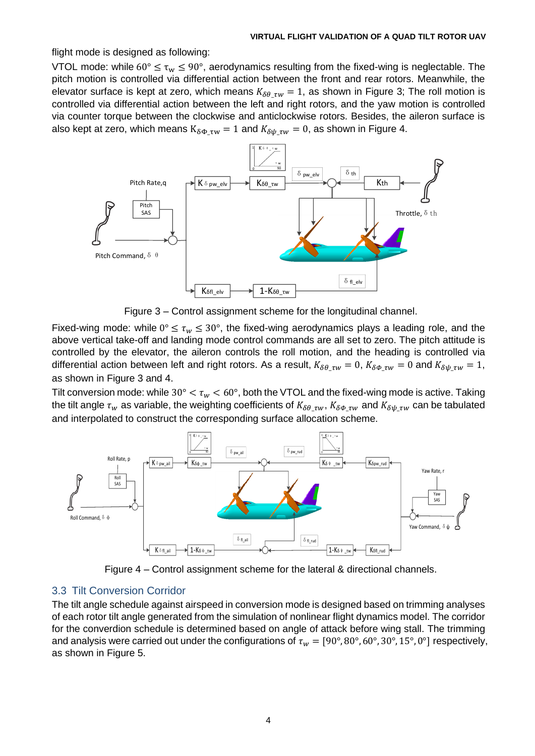flight mode is designed as following:

VTOL mode: while $60° \leq \tau_w \leq 90°$, aerodynamics resulting from the fixed-wing is neglectable. The pitch motion is controlled via differential action between the front and rear rotors. Meanwhile, the elevator surface is kept at zero, which means $K_{\delta\theta\_\tau w} = 1$, as shown in Figure 3; The roll motion is controlled via differential action between the left and right rotors, and the yaw motion is controlled via counter torque between the clockwise and anticlockwise rotors. Besides, the aileron surface is also kept at zero, which means $K_{\delta\Phi\_\tau w} = 1$ and $K_{\delta\psi\_\tau w} = 0$, as shown in Figure 4.

Figure 3 – Control assignment scheme for the longitudinal channel.

Fixed-wing mode: while $0° \leq \tau_w \leq 30°$, the fixed-wing aerodynamics plays a leading role, and the above vertical take-off and landing mode control commands are all set to zero. The pitch attitude is controlled by the elevator, the aileron controls the roll motion, and the heading is controlled via differential action between left and right rotors. As a result, $K_{\delta\theta\_\tau w} = 0$, $K_{\delta\Phi\_\tau w} = 0$ and $K_{\delta\psi\_\tau w} = 1$, as shown in Figure 3 and 4.

Tilt conversion mode: while $30° < \tau_w < 60°$, both the VTOL and the fixed-wing mode is active. Taking the tilt angle $\tau_w$ as variable, the weighting coefficients of $K_{\delta\theta\_\tau w}$, $K_{\delta\Phi\_\tau w}$ and $K_{\delta\psi\_\tau w}$ can be tabulated and interpolated to construct the corresponding surface allocation scheme.

Figure 4 – Control assignment scheme for the lateral & directional channels.

## 3.3 Tilt Conversion Corridor

The tilt angle schedule against airspeed in conversion mode is designed based on trimming analyses of each rotor tilt angle generated from the simulation of nonlinear flight dynamics model. The corridor for the converdion schedule is determined based on angle of attack before wing stall. The trimming and analysis were carried out under the configurations of $\tau_w = [90°, 80°, 60°, 30°, 15°, 0°]$ respectively, as shown in Figure 5.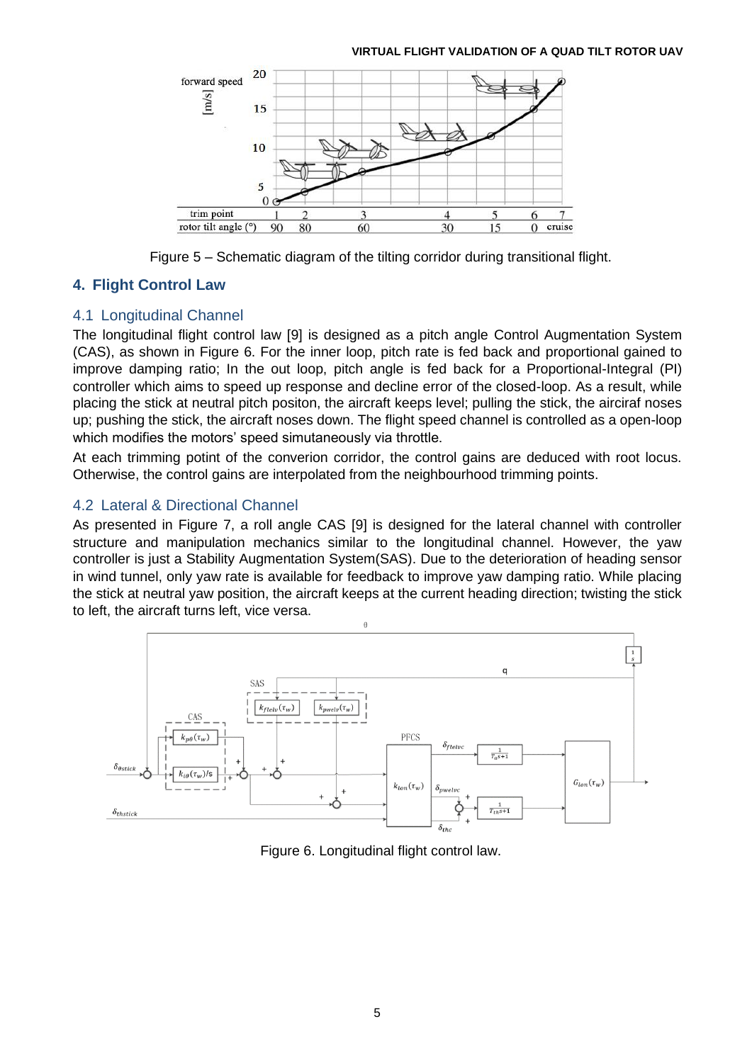Figure 5 – Schematic diagram of the tilting corridor during transitional flight.

## 4. Flight Control Law

### 4.1 Longitudinal Channel

The longitudinal flight control law [9] is designed as a pitch angle Control Augmentation System (CAS), as shown in Figure 6. For the inner loop, pitch rate is fed back and proportional gained to improve damping ratio; In the out loop, pitch angle is fed back for a Proportional-Integral (PI) controller which aims to speed up response and decline error of the closed-loop. As a result, while placing the stick at neutral pitch positon, the aircraft keeps level; pulling the stick, the airciraf noses up; pushing the stick, the aircraft noses down. The flight speed channel is controlled as a open-loop which modifies the motors' speed simutaneously via throttle.

At each trimming potint of the converion corridor, the control gains are deduced with root locus. Otherwise, the control gains are interpolated from the neighbourhood trimming points.

### 4.2 Lateral & Directional Channel

As presented in Figure 7, a roll angle CAS [9] is designed for the lateral channel with controller structure and manipulation mechanics similar to the longitudinal channel. However, the yaw controller is just a Stability Augmentation System(SAS). Due to the deterioration of heading sensor in wind tunnel, only yaw rate is available for feedback to improve yaw damping ratio. While placing the stick at neutral yaw position, the aircraft keeps at the current heading direction; twisting the stick to left, the aircraft turns left, vice versa.

Figure 6. Longitudinal flight control law.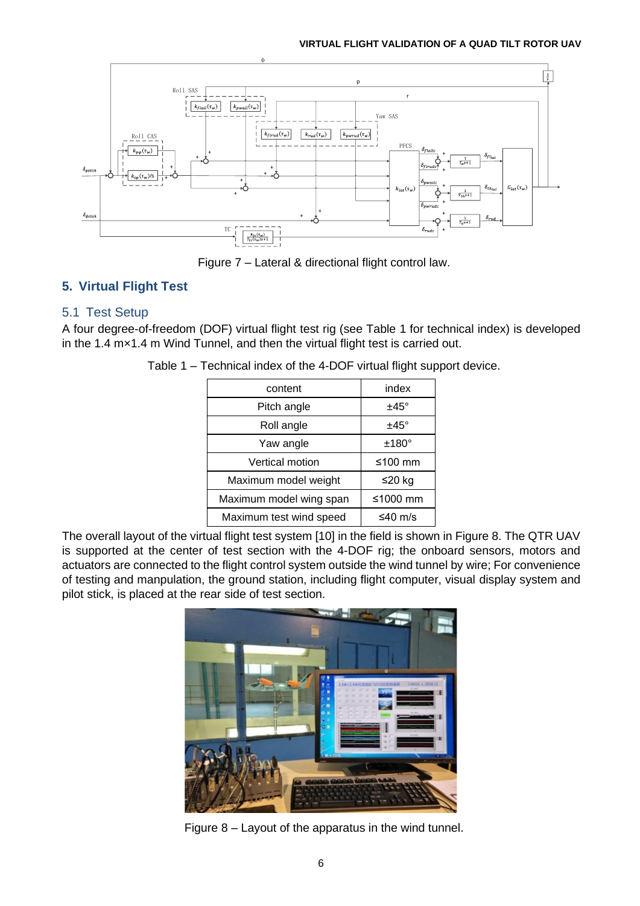Figure 7 – Lateral & directional flight control law.

## 5. Virtual Flight Test

### 5.1 Test Setup

A four degree-of-freedom (DOF) virtual flight test rig (see Table 1 for technical index) is developed in the 1.4 m×1.4 m Wind Tunnel, and then the virtual flight test is carried out.

Table 1 – Technical index of the 4-DOF virtual flight support device.

| content | index |
|---|---|
| Pitch angle | ±45° |
| Roll angle | ±45° |
| Yaw angle | ±180° |
| Vertical motion | ≤100 mm |
| Maximum model weight | ≤20 kg |
| Maximum model wing span | ≤1000 mm |
| Maximum test wind speed | ≤40 m/s |

The overall layout of the virtual flight test system [10] in the field is shown in Figure 8. The QTR UAV is supported at the center of test section with the 4-DOF rig; the onboard sensors, motors and actuators are connected to the flight control system outside the wind tunnel by wire; For convenience of testing and manpulation, the ground station, including flight computer, visual display system and pilot stick, is placed at the rear side of test section.

Figure 8 – Layout of the apparatus in the wind tunnel.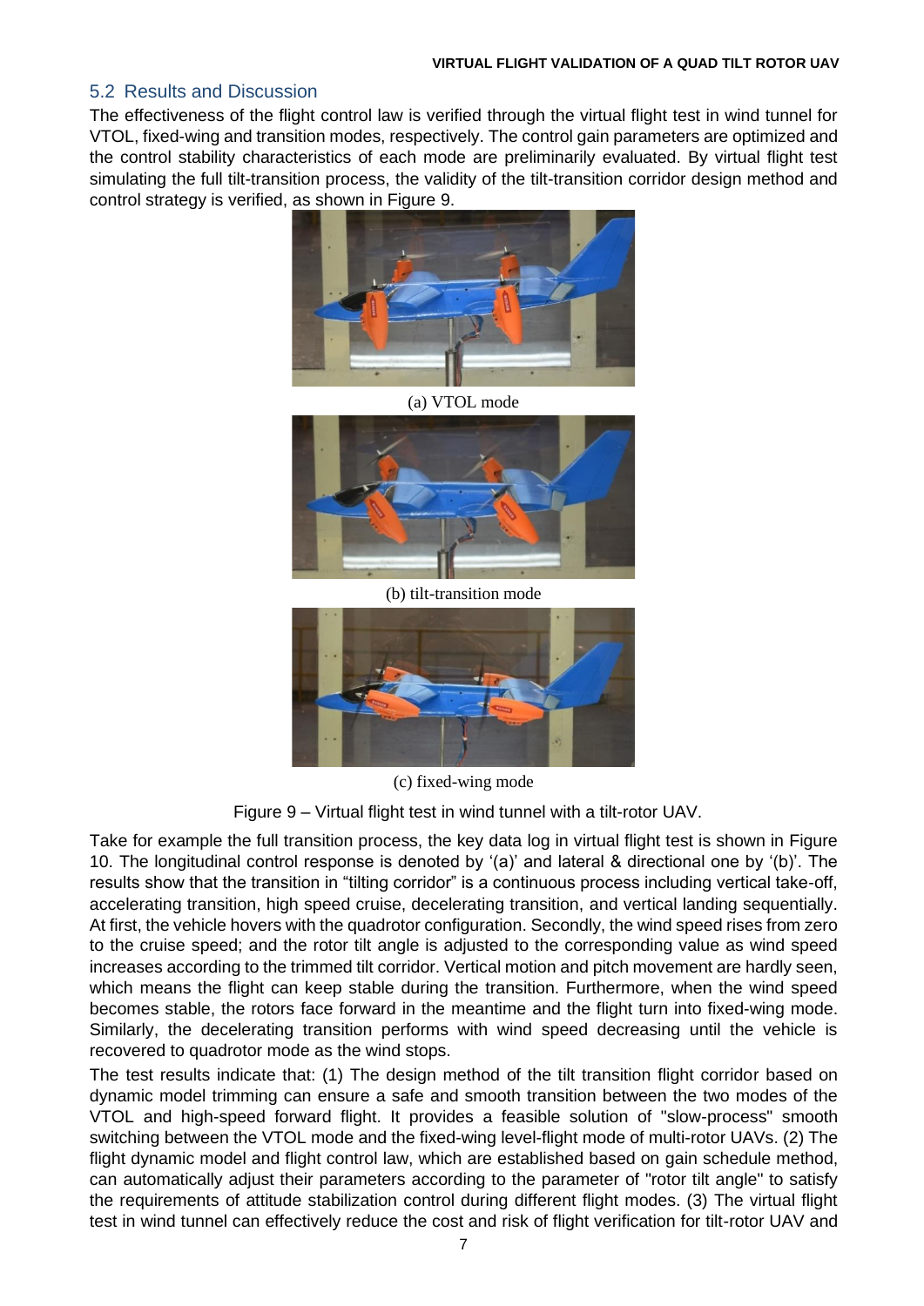### 5.2 Results and Discussion

The effectiveness of the flight control law is verified through the virtual flight test in wind tunnel for VTOL, fixed-wing and transition modes, respectively. The control gain parameters are optimized and the control stability characteristics of each mode are preliminarily evaluated. By virtual flight test simulating the full tilt-transition process, the validity of the tilt-transition corridor design method and control strategy is verified, as shown in Figure 9.

(a) VTOL mode

(b) tilt-transition mode

(c) fixed-wing mode

Figure 9 – Virtual flight test in wind tunnel with a tilt-rotor UAV.

Take for example the full transition process, the key data log in virtual flight test is shown in Figure 10. The longitudinal control response is denoted by '(a)' and lateral & directional one by '(b)'. The results show that the transition in "tilting corridor" is a continuous process including vertical take-off, accelerating transition, high speed cruise, decelerating transition, and vertical landing sequentially. At first, the vehicle hovers with the quadrotor configuration. Secondly, the wind speed rises from zero to the cruise speed; and the rotor tilt angle is adjusted to the corresponding value as wind speed increases according to the trimmed tilt corridor. Vertical motion and pitch movement are hardly seen, which means the flight can keep stable during the transition. Furthermore, when the wind speed becomes stable, the rotors face forward in the meantime and the flight turn into fixed-wing mode. Similarly, the decelerating transition performs with wind speed decreasing until the vehicle is recovered to quadrotor mode as the wind stops.

The test results indicate that: (1) The design method of the tilt transition flight corridor based on dynamic model trimming can ensure a safe and smooth transition between the two modes of the VTOL and high-speed forward flight. It provides a feasible solution of "slow-process" smooth switching between the VTOL mode and the fixed-wing level-flight mode of multi-rotor UAVs. (2) The flight dynamic model and flight control law, which are established based on gain schedule method, can automatically adjust their parameters according to the parameter of "rotor tilt angle" to satisfy the requirements of attitude stabilization control during different flight modes. (3) The virtual flight test in wind tunnel can effectively reduce the cost and risk of flight verification for tilt-rotor UAV and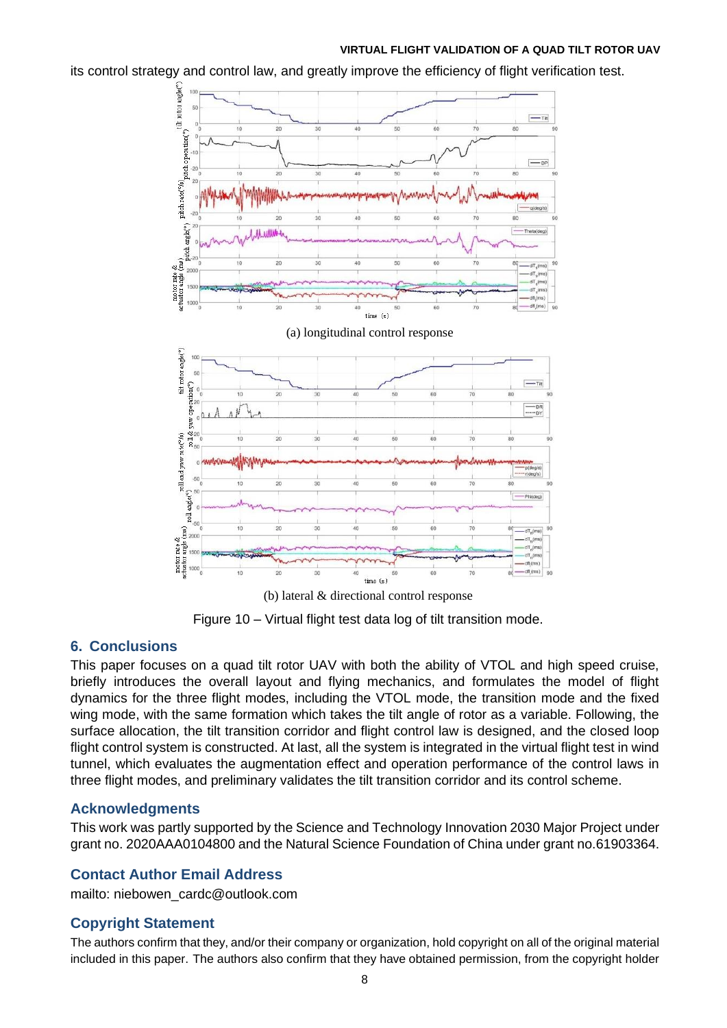its control strategy and control law, and greatly improve the efficiency of flight verification test.

(a) longitudinal control response

(b) lateral & directional control response

Figure 10 – Virtual flight test data log of tilt transition mode.

## 6. Conclusions

This paper focuses on a quad tilt rotor UAV with both the ability of VTOL and high speed cruise, briefly introduces the overall layout and flying mechanics, and formulates the model of flight dynamics for the three flight modes, including the VTOL mode, the transition mode and the fixed wing mode, with the same formation which takes the tilt angle of rotor as a variable. Following, the surface allocation, the tilt transition corridor and flight control law is designed, and the closed loop flight control system is constructed. At last, all the system is integrated in the virtual flight test in wind tunnel, which evaluates the augmentation effect and operation performance of the control laws in three flight modes, and preliminary validates the tilt transition corridor and its control scheme.

## Acknowledgments

This work was partly supported by the Science and Technology Innovation 2030 Major Project under grant no. 2020AAA0104800 and the Natural Science Foundation of China under grant no.61903364.

## Contact Author Email Address

mailto: niebowen_cardc@outlook.com

## Copyright Statement

The authors confirm that they, and/or their company or organization, hold copyright on all of the original material included in this paper. The authors also confirm that they have obtained permission, from the copyright holder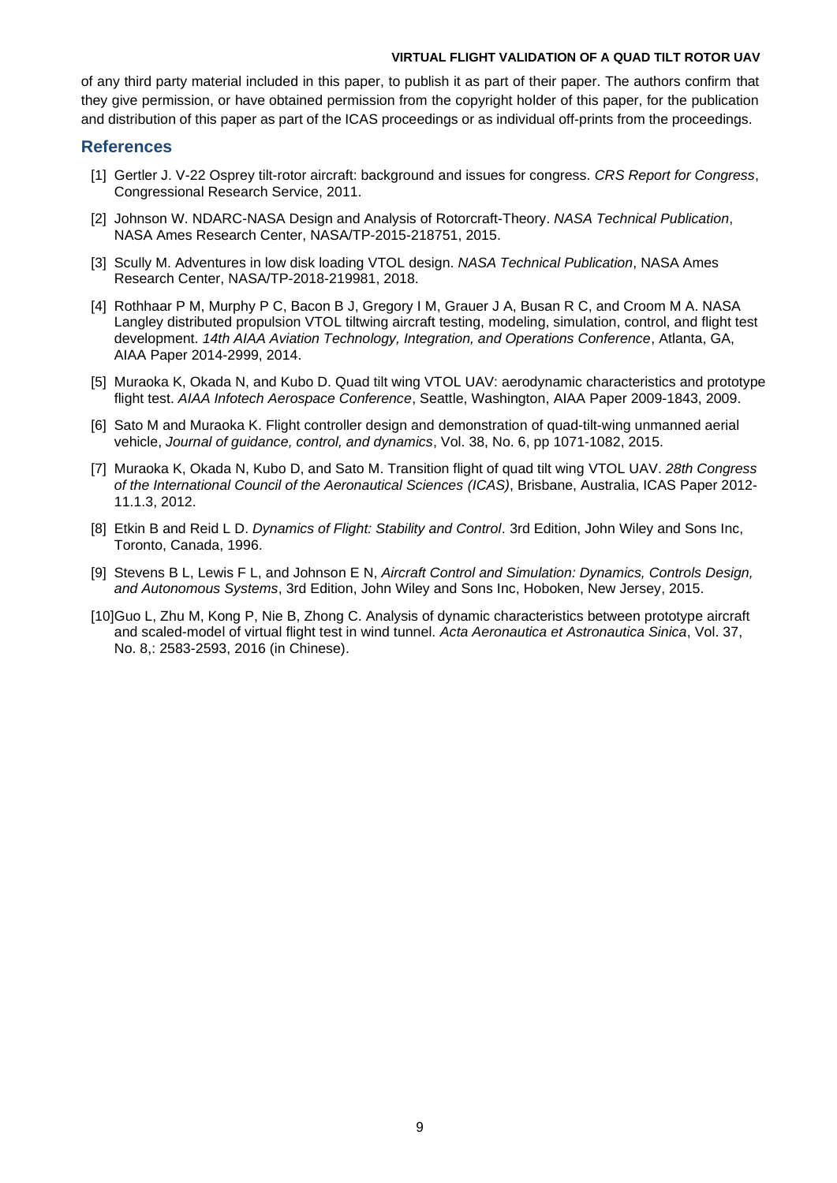of any third party material included in this paper, to publish it as part of their paper. The authors confirm that they give permission, or have obtained permission from the copyright holder of this paper, for the publication and distribution of this paper as part of the ICAS proceedings or as individual off-prints from the proceedings.

## References

[1] Gertler J. V-22 Osprey tilt-rotor aircraft: background and issues for congress. *CRS Report for Congress*, Congressional Research Service, 2011.

[2] Johnson W. NDARC-NASA Design and Analysis of Rotorcraft-Theory. *NASA Technical Publication*, NASA Ames Research Center, NASA/TP-2015-218751, 2015.

[3] Scully M. Adventures in low disk loading VTOL design. *NASA Technical Publication*, NASA Ames Research Center, NASA/TP-2018-219981, 2018.

[4] Rothhaar P M, Murphy P C, Bacon B J, Gregory I M, Grauer J A, Busan R C, and Croom M A. NASA Langley distributed propulsion VTOL tiltwing aircraft testing, modeling, simulation, control, and flight test development. *14th AIAA Aviation Technology, Integration, and Operations Conference*, Atlanta, GA, AIAA Paper 2014-2999, 2014.

[5] Muraoka K, Okada N, and Kubo D. Quad tilt wing VTOL UAV: aerodynamic characteristics and prototype flight test. *AIAA Infotech Aerospace Conference*, Seattle, Washington, AIAA Paper 2009-1843, 2009.

[6] Sato M and Muraoka K. Flight controller design and demonstration of quad-tilt-wing unmanned aerial vehicle, *Journal of guidance, control, and dynamics*, Vol. 38, No. 6, pp 1071-1082, 2015.

[7] Muraoka K, Okada N, Kubo D, and Sato M. Transition flight of quad tilt wing VTOL UAV. *28th Congress of the International Council of the Aeronautical Sciences (ICAS)*, Brisbane, Australia, ICAS Paper 2012-11.1.3, 2012.

[8] Etkin B and Reid L D. *Dynamics of Flight: Stability and Control*. 3rd Edition, John Wiley and Sons Inc, Toronto, Canada, 1996.

[9] Stevens B L, Lewis F L, and Johnson E N, *Aircraft Control and Simulation: Dynamics, Controls Design, and Autonomous Systems*, 3rd Edition, John Wiley and Sons Inc, Hoboken, New Jersey, 2015.

[10] Guo L, Zhu M, Kong P, Nie B, Zhong C. Analysis of dynamic characteristics between prototype aircraft and scaled-model of virtual flight test in wind tunnel. *Acta Aeronautica et Astronautica Sinica*, Vol. 37, No. 8,: 2583-2593, 2016 (in Chinese).